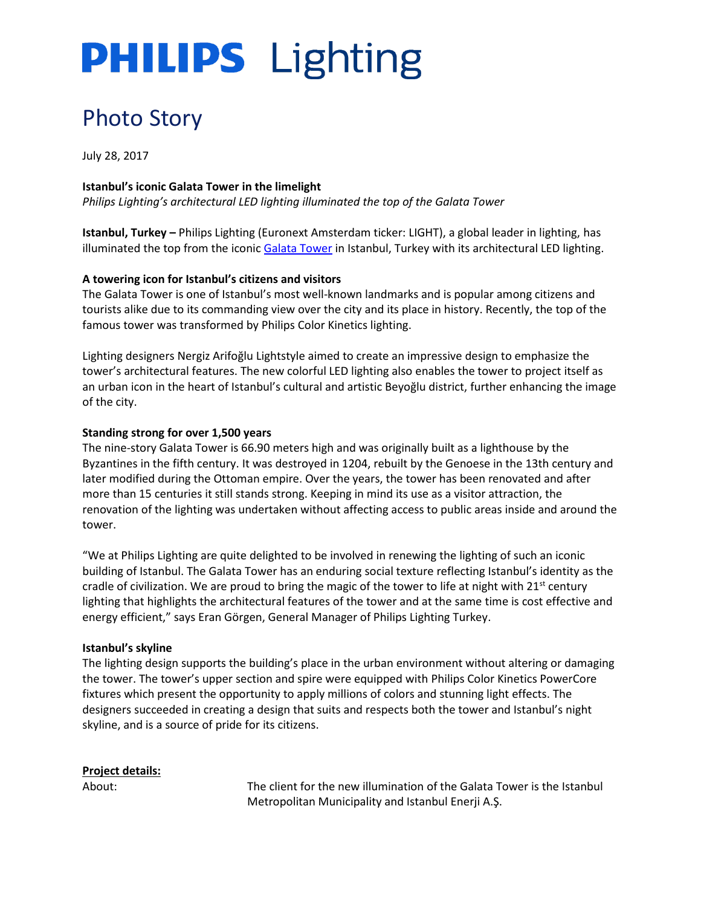# PHILIPS Lighting

## Photo Story

July 28, 2017

**Istanbul's iconic Galata Tower in the limelight**

*Philips Lighting's architectural LED lighting illuminated the top of the Galata Tower*

**Istanbul, Turkey –** Philips Lighting (Euronext Amsterdam ticker: LIGHT), a global leader in lighting, has illuminated the top from the iconic Galata Tower in Istanbul, Turkey with its architectural LED lighting.

**A towering icon for Istanbul's citizens and visitors**

The Galata Tower is one of Istanbul's most well-known landmarks and is popular among citizens and tourists alike due to its commanding view over the city and its place in history. Recently, the top of the famous tower was transformed by Philips Color Kinetics lighting.

Lighting designers Nergiz Arifoğlu Lightstyle aimed to create an impressive design to emphasize the tower's architectural features. The new colorful LED lighting also enables the tower to project itself as an urban icon in the heart of Istanbul's cultural and artistic Beyoğlu district, further enhancing the image of the city.

**Standing strong for over 1,500 years**

The nine-story Galata Tower is 66.90 meters high and was originally built as a lighthouse by the Byzantines in the fifth century. It was destroyed in 1204, rebuilt by the Genoese in the 13th century and later modified during the Ottoman empire. Over the years, the tower has been renovated and after more than 15 centuries it still stands strong. Keeping in mind its use as a visitor attraction, the renovation of the lighting was undertaken without affecting access to public areas inside and around the tower.

"We at Philips Lighting are quite delighted to be involved in renewing the lighting of such an iconic building of Istanbul. The Galata Tower has an enduring social texture reflecting Istanbul's identity as the cradle of civilization. We are proud to bring the magic of the tower to life at night with 21st century lighting that highlights the architectural features of the tower and at the same time is cost effective and energy efficient," says Eran Görgen, General Manager of Philips Lighting Turkey.

**Istanbul's skyline**

The lighting design supports the building's place in the urban environment without altering or damaging the tower. The tower's upper section and spire were equipped with Philips Color Kinetics PowerCore fixtures which present the opportunity to apply millions of colors and stunning light effects. The designers succeeded in creating a design that suits and respects both the tower and Istanbul's night skyline, and is a source of pride for its citizens.

**Project details:**

About: The client for the new illumination of the Galata Tower is the Istanbul Metropolitan Municipality and Istanbul Enerji A.Ş.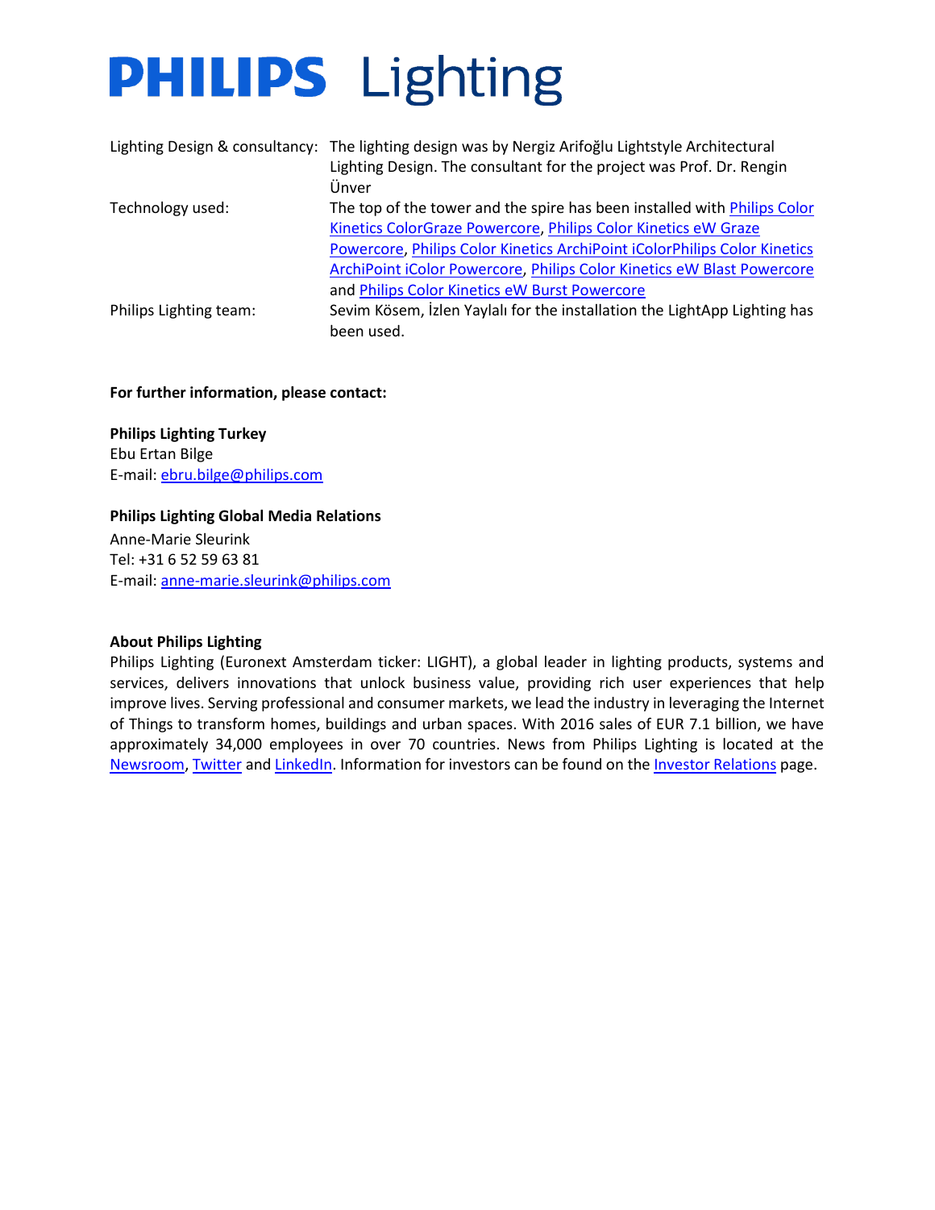# PHILIPS Lighting

| | |
|---|---|
| Lighting Design & consultancy: | The lighting design was by Nergiz Arifoğlu Lightstyle Architectural Lighting Design. The consultant for the project was Prof. Dr. Rengin Ünver |
| Technology used: | The top of the tower and the spire has been installed with Philips Color Kinetics ColorGraze Powercore, Philips Color Kinetics eW Graze Powercore, Philips Color Kinetics ArchiPoint iColorPhilips Color Kinetics ArchiPoint iColor Powercore, Philips Color Kinetics eW Blast Powercore and Philips Color Kinetics eW Burst Powercore |
| Philips Lighting team: | Sevim Kösem, İzlen Yaylalı for the installation the LightApp Lighting has been used. |

**For further information, please contact:**

**Philips Lighting Turkey**
Ebu Ertan Bilge
E-mail: ebru.bilge@philips.com

**Philips Lighting Global Media Relations**
Anne-Marie Sleurink
Tel: +31 6 52 59 63 81
E-mail: anne-marie.sleurink@philips.com

**About Philips Lighting**
Philips Lighting (Euronext Amsterdam ticker: LIGHT), a global leader in lighting products, systems and services, delivers innovations that unlock business value, providing rich user experiences that help improve lives. Serving professional and consumer markets, we lead the industry in leveraging the Internet of Things to transform homes, buildings and urban spaces. With 2016 sales of EUR 7.1 billion, we have approximately 34,000 employees in over 70 countries. News from Philips Lighting is located at the Newsroom, Twitter and LinkedIn. Information for investors can be found on the Investor Relations page.